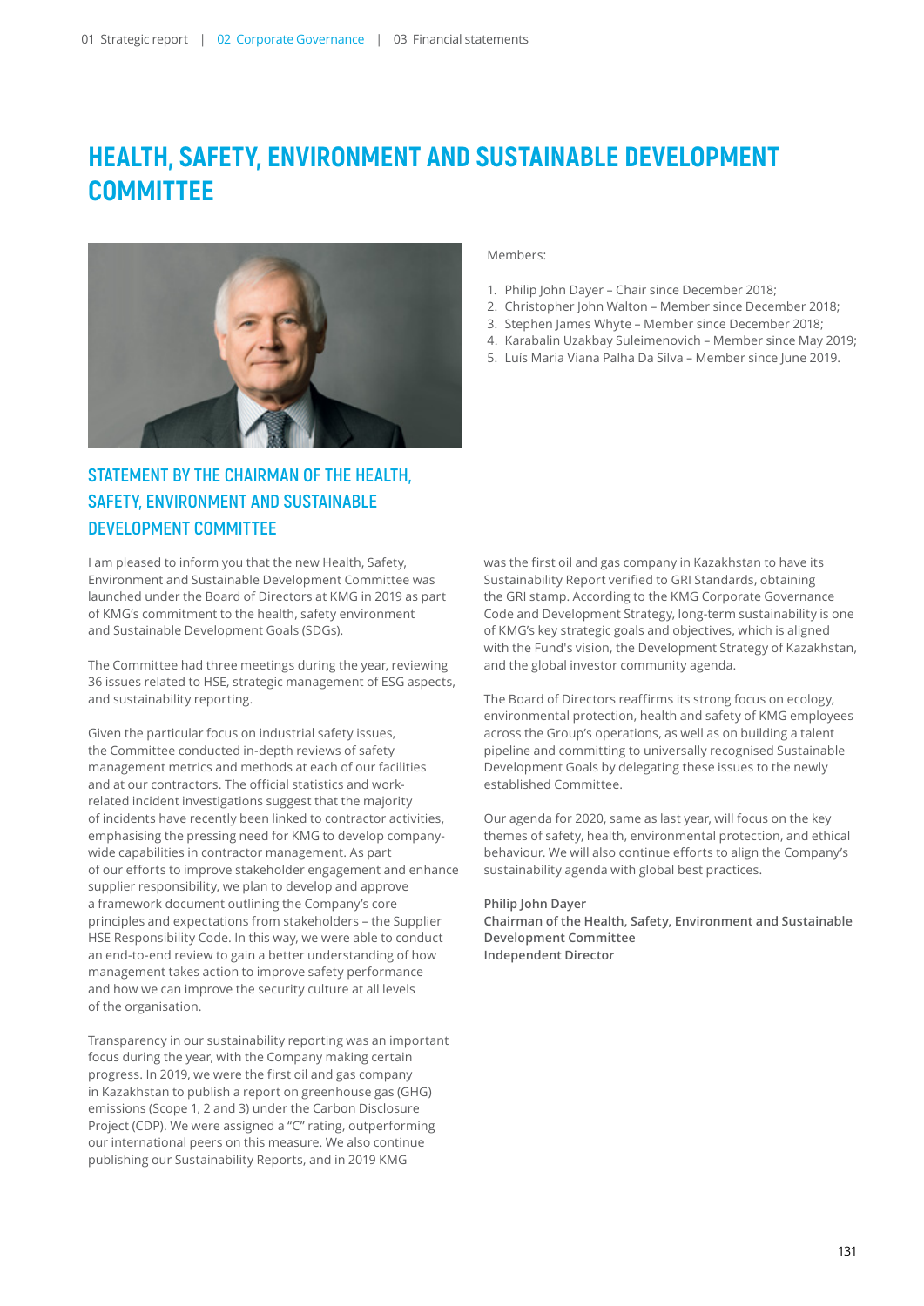# HEALTH, SAFETY, ENVIRONMENT AND SUSTAINABLE DEVELOPMENT COMMITTEE

Members:

1. Philip John Dayer – Chair since December 2018;
2. Christopher John Walton – Member since December 2018;
3. Stephen James Whyte – Member since December 2018;
4. Karabalin Uzakbay Suleimenovich – Member since May 2019;
5. Luís Maria Viana Palha Da Silva – Member since June 2019.

## STATEMENT BY THE CHAIRMAN OF THE HEALTH, SAFETY, ENVIRONMENT AND SUSTAINABLE DEVELOPMENT COMMITTEE

I am pleased to inform you that the new Health, Safety, Environment and Sustainable Development Committee was launched under the Board of Directors at KMG in 2019 as part of KMG's commitment to the health, safety environment and Sustainable Development Goals (SDGs).

The Committee had three meetings during the year, reviewing 36 issues related to HSE, strategic management of ESG aspects, and sustainability reporting.

Given the particular focus on industrial safety issues, the Committee conducted in-depth reviews of safety management metrics and methods at each of our facilities and at our contractors. The official statistics and work-related incident investigations suggest that the majority of incidents have recently been linked to contractor activities, emphasising the pressing need for KMG to develop company-wide capabilities in contractor management. As part of our efforts to improve stakeholder engagement and enhance supplier responsibility, we plan to develop and approve a framework document outlining the Company's core principles and expectations from stakeholders – the Supplier HSE Responsibility Code. In this way, we were able to conduct an end-to-end review to gain a better understanding of how management takes action to improve safety performance and how we can improve the security culture at all levels of the organisation.

Transparency in our sustainability reporting was an important focus during the year, with the Company making certain progress. In 2019, we were the first oil and gas company in Kazakhstan to publish a report on greenhouse gas (GHG) emissions (Scope 1, 2 and 3) under the Carbon Disclosure Project (CDP). We were assigned a "C" rating, outperforming our international peers on this measure. We also continue publishing our Sustainability Reports, and in 2019 KMG was the first oil and gas company in Kazakhstan to have its Sustainability Report verified to GRI Standards, obtaining the GRI stamp. According to the KMG Corporate Governance Code and Development Strategy, long-term sustainability is one of KMG's key strategic goals and objectives, which is aligned with the Fund's vision, the Development Strategy of Kazakhstan, and the global investor community agenda.

The Board of Directors reaffirms its strong focus on ecology, environmental protection, health and safety of KMG employees across the Group's operations, as well as on building a talent pipeline and committing to universally recognised Sustainable Development Goals by delegating these issues to the newly established Committee.

Our agenda for 2020, same as last year, will focus on the key themes of safety, health, environmental protection, and ethical behaviour. We will also continue efforts to align the Company's sustainability agenda with global best practices.

**Philip John Dayer**
**Chairman of the Health, Safety, Environment and Sustainable Development Committee**
**Independent Director**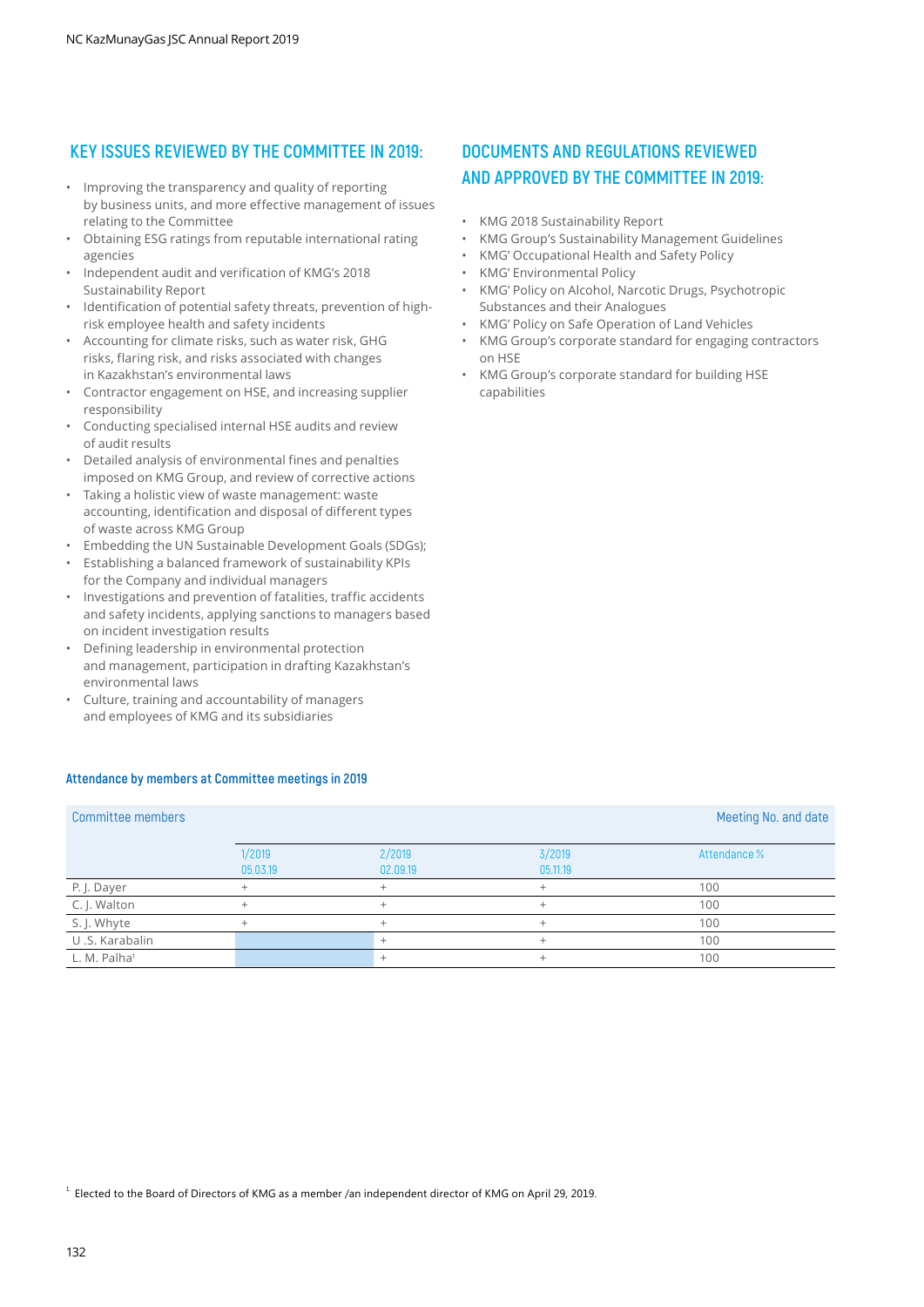## KEY ISSUES REVIEWED BY THE COMMITTEE IN 2019:

- Improving the transparency and quality of reporting by business units, and more effective management of issues relating to the Committee
- Obtaining ESG ratings from reputable international rating agencies
- Independent audit and verification of KMG's 2018 Sustainability Report
- Identification of potential safety threats, prevention of high-risk employee health and safety incidents
- Accounting for climate risks, such as water risk, GHG risks, flaring risk, and risks associated with changes in Kazakhstan's environmental laws
- Contractor engagement on HSE, and increasing supplier responsibility
- Conducting specialised internal HSE audits and review of audit results
- Detailed analysis of environmental fines and penalties imposed on KMG Group, and review of corrective actions
- Taking a holistic view of waste management: waste accounting, identification and disposal of different types of waste across KMG Group
- Embedding the UN Sustainable Development Goals (SDGs);
- Establishing a balanced framework of sustainability KPIs for the Company and individual managers
- Investigations and prevention of fatalities, traffic accidents and safety incidents, applying sanctions to managers based on incident investigation results
- Defining leadership in environmental protection and management, participation in drafting Kazakhstan's environmental laws
- Culture, training and accountability of managers and employees of KMG and its subsidiaries

## DOCUMENTS AND REGULATIONS REVIEWED AND APPROVED BY THE COMMITTEE IN 2019:

- KMG 2018 Sustainability Report
- KMG Group's Sustainability Management Guidelines
- KMG' Occupational Health and Safety Policy
- KMG' Environmental Policy
- KMG' Policy on Alcohol, Narcotic Drugs, Psychotropic Substances and their Analogues
- KMG' Policy on Safe Operation of Land Vehicles
- KMG Group's corporate standard for engaging contractors on HSE
- KMG Group's corporate standard for building HSE capabilities

**Attendance by members at Committee meetings in 2019**

| Committee members | Meeting No. and date | | | |
|---|---|---|---|---|
| | 1/2019 05.03.19 | 2/2019 02.09.19 | 3/2019 05.11.19 | Attendance % |
| P. J. Dayer | + | + | + | 100 |
| C. J. Walton | + | + | + | 100 |
| S. J. Whyte | + | + | + | 100 |
| U .S. Karabalin | | + | + | 100 |
| L. M. Palha[1] | | + | + | 100 |

[1] Elected to the Board of Directors of KMG as a member /an independent director of KMG on April 29, 2019.